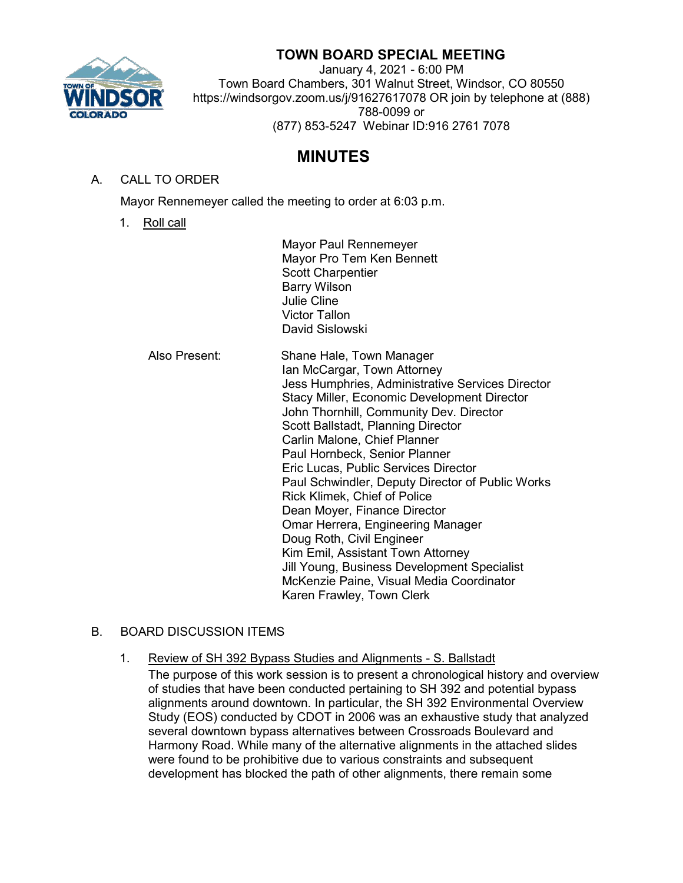# TOWN BOARD SPECIAL MEETING

January 4, 2021 - 6:00 PM
Town Board Chambers, 301 Walnut Street, Windsor, CO 80550
https://windsorgov.zoom.us/j/91627617078 OR join by telephone at (888) 788-0099 or
(877) 853-5247 Webinar ID:916 2761 7078

## MINUTES

A. CALL TO ORDER

Mayor Rennemeyer called the meeting to order at 6:03 p.m.

1. Roll call

Mayor Paul Rennemeyer
Mayor Pro Tem Ken Bennett
Scott Charpentier
Barry Wilson
Julie Cline
Victor Tallon
David Sislowski

Also Present:

Shane Hale, Town Manager
Ian McCargar, Town Attorney
Jess Humphries, Administrative Services Director
Stacy Miller, Economic Development Director
John Thornhill, Community Dev. Director
Scott Ballstadt, Planning Director
Carlin Malone, Chief Planner
Paul Hornbeck, Senior Planner
Eric Lucas, Public Services Director
Paul Schwindler, Deputy Director of Public Works
Rick Klimek, Chief of Police
Dean Moyer, Finance Director
Omar Herrera, Engineering Manager
Doug Roth, Civil Engineer
Kim Emil, Assistant Town Attorney
Jill Young, Business Development Specialist
McKenzie Paine, Visual Media Coordinator
Karen Frawley, Town Clerk

B. BOARD DISCUSSION ITEMS

1. Review of SH 392 Bypass Studies and Alignments - S. Ballstadt

The purpose of this work session is to present a chronological history and overview of studies that have been conducted pertaining to SH 392 and potential bypass alignments around downtown. In particular, the SH 392 Environmental Overview Study (EOS) conducted by CDOT in 2006 was an exhaustive study that analyzed several downtown bypass alternatives between Crossroads Boulevard and Harmony Road. While many of the alternative alignments in the attached slides were found to be prohibitive due to various constraints and subsequent development has blocked the path of other alignments, there remain some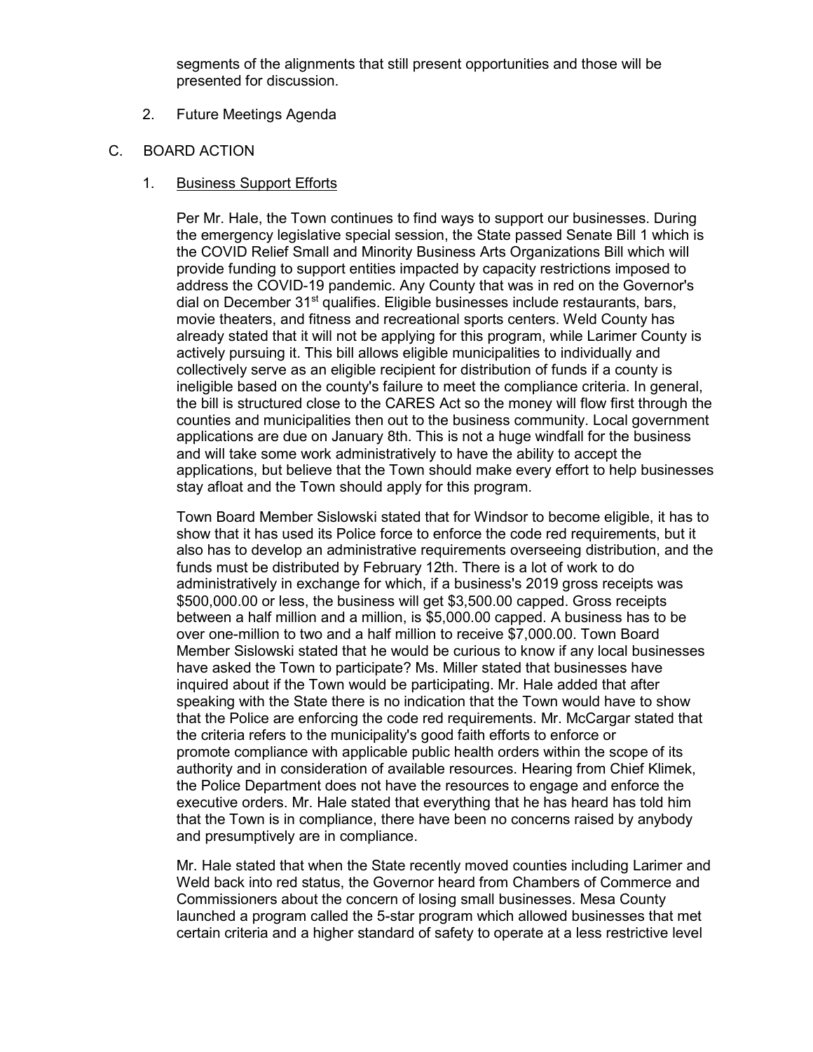segments of the alignments that still present opportunities and those will be presented for discussion.

2. Future Meetings Agenda

C. BOARD ACTION

1. Business Support Efforts

Per Mr. Hale, the Town continues to find ways to support our businesses. During the emergency legislative special session, the State passed Senate Bill 1 which is the COVID Relief Small and Minority Business Arts Organizations Bill which will provide funding to support entities impacted by capacity restrictions imposed to address the COVID-19 pandemic. Any County that was in red on the Governor's dial on December 31st qualifies. Eligible businesses include restaurants, bars, movie theaters, and fitness and recreational sports centers. Weld County has already stated that it will not be applying for this program, while Larimer County is actively pursuing it. This bill allows eligible municipalities to individually and collectively serve as an eligible recipient for distribution of funds if a county is ineligible based on the county's failure to meet the compliance criteria. In general, the bill is structured close to the CARES Act so the money will flow first through the counties and municipalities then out to the business community. Local government applications are due on January 8th. This is not a huge windfall for the business and will take some work administratively to have the ability to accept the applications, but believe that the Town should make every effort to help businesses stay afloat and the Town should apply for this program.

Town Board Member Sislowski stated that for Windsor to become eligible, it has to show that it has used its Police force to enforce the code red requirements, but it also has to develop an administrative requirements overseeing distribution, and the funds must be distributed by February 12th. There is a lot of work to do administratively in exchange for which, if a business's 2019 gross receipts was $500,000.00 or less, the business will get $3,500.00 capped. Gross receipts between a half million and a million, is $5,000.00 capped. A business has to be over one-million to two and a half million to receive $7,000.00. Town Board Member Sislowski stated that he would be curious to know if any local businesses have asked the Town to participate? Ms. Miller stated that businesses have inquired about if the Town would be participating. Mr. Hale added that after speaking with the State there is no indication that the Town would have to show that the Police are enforcing the code red requirements. Mr. McCargar stated that the criteria refers to the municipality's good faith efforts to enforce or promote compliance with applicable public health orders within the scope of its authority and in consideration of available resources. Hearing from Chief Klimek, the Police Department does not have the resources to engage and enforce the executive orders. Mr. Hale stated that everything that he has heard has told him that the Town is in compliance, there have been no concerns raised by anybody and presumptively are in compliance.

Mr. Hale stated that when the State recently moved counties including Larimer and Weld back into red status, the Governor heard from Chambers of Commerce and Commissioners about the concern of losing small businesses. Mesa County launched a program called the 5-star program which allowed businesses that met certain criteria and a higher standard of safety to operate at a less restrictive level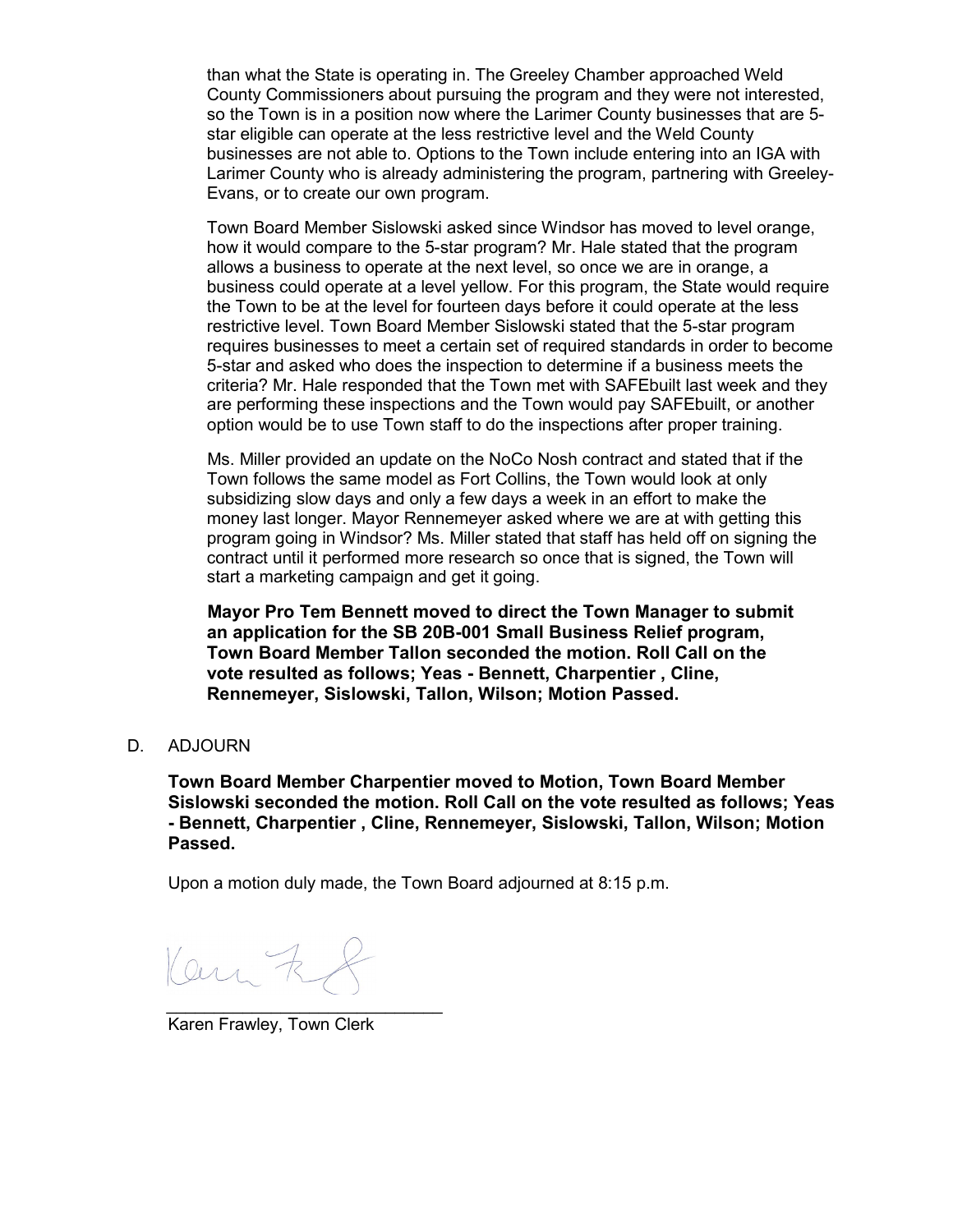than what the State is operating in. The Greeley Chamber approached Weld County Commissioners about pursuing the program and they were not interested, so the Town is in a position now where the Larimer County businesses that are 5-star eligible can operate at the less restrictive level and the Weld County businesses are not able to. Options to the Town include entering into an IGA with Larimer County who is already administering the program, partnering with Greeley-Evans, or to create our own program.

Town Board Member Sislowski asked since Windsor has moved to level orange, how it would compare to the 5-star program? Mr. Hale stated that the program allows a business to operate at the next level, so once we are in orange, a business could operate at a level yellow. For this program, the State would require the Town to be at the level for fourteen days before it could operate at the less restrictive level. Town Board Member Sislowski stated that the 5-star program requires businesses to meet a certain set of required standards in order to become 5-star and asked who does the inspection to determine if a business meets the criteria? Mr. Hale responded that the Town met with SAFEbuilt last week and they are performing these inspections and the Town would pay SAFEbuilt, or another option would be to use Town staff to do the inspections after proper training.

Ms. Miller provided an update on the NoCo Nosh contract and stated that if the Town follows the same model as Fort Collins, the Town would look at only subsidizing slow days and only a few days a week in an effort to make the money last longer. Mayor Rennemeyer asked where we are at with getting this program going in Windsor? Ms. Miller stated that staff has held off on signing the contract until it performed more research so once that is signed, the Town will start a marketing campaign and get it going.

**Mayor Pro Tem Bennett moved to direct the Town Manager to submit an application for the SB 20B-001 Small Business Relief program, Town Board Member Tallon seconded the motion. Roll Call on the vote resulted as follows; Yeas - Bennett, Charpentier , Cline, Rennemeyer, Sislowski, Tallon, Wilson; Motion Passed.**

D. ADJOURN

**Town Board Member Charpentier moved to Motion, Town Board Member Sislowski seconded the motion. Roll Call on the vote resulted as follows; Yeas - Bennett, Charpentier , Cline, Rennemeyer, Sislowski, Tallon, Wilson; Motion Passed.**

Upon a motion duly made, the Town Board adjourned at 8:15 p.m.

\_\_\_\_\_\_\_\_\_\_\_\_\_\_\_\_\_\_\_\_\_\_\_\_\_\_\_\_\_\_

Karen Frawley, Town Clerk